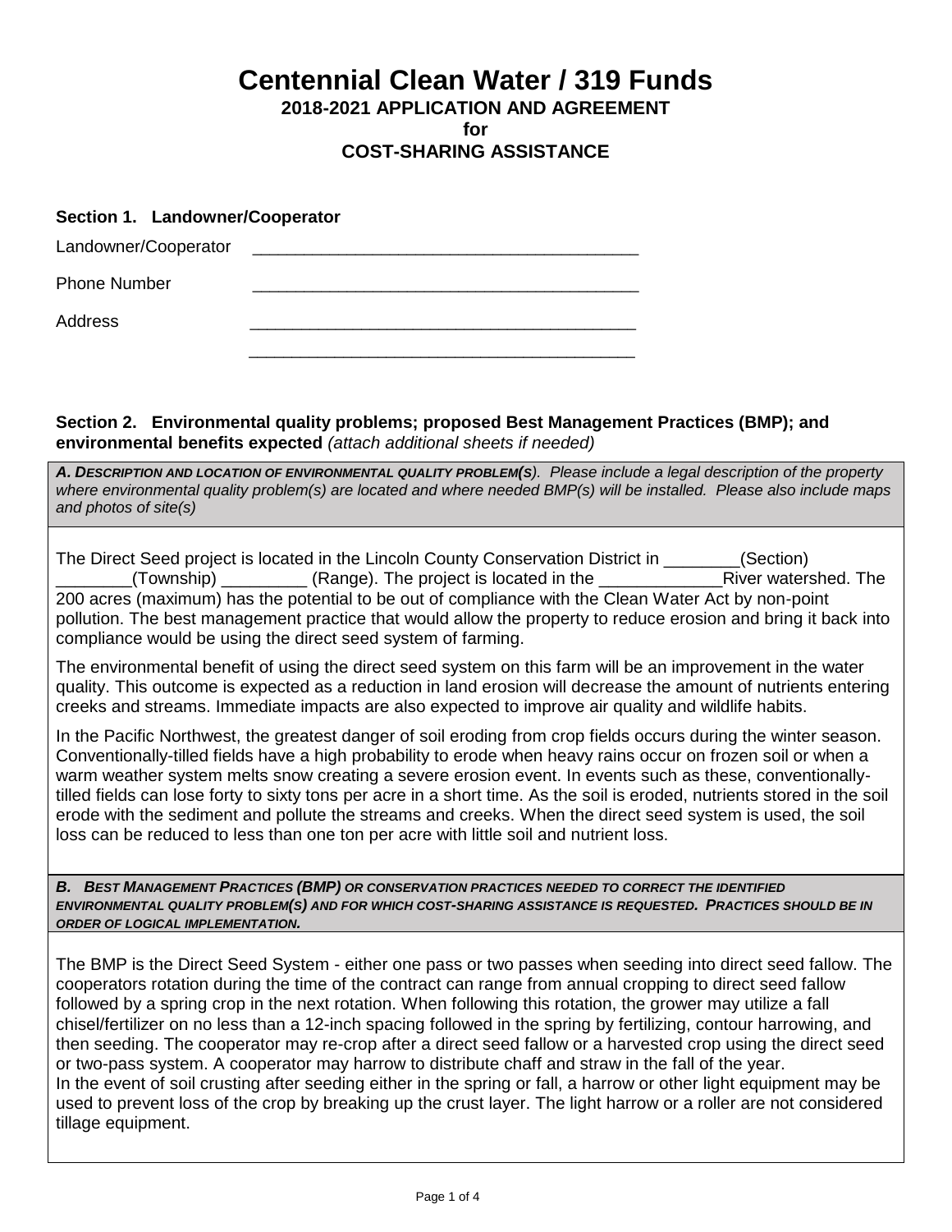# Centennial Clean Water / 319 Funds

## 2018-2021 APPLICATION AND AGREEMENT
## for
## COST-SHARING ASSISTANCE

### Section 1. Landowner/Cooperator

Landowner/Cooperator ___________________________________________

Phone Number ___________________________________________

Address ___________________________________________

___________________________________________

### Section 2. Environmental quality problems; proposed Best Management Practices (BMP); and environmental benefits expected *(attach additional sheets if needed)*

***A. DESCRIPTION AND LOCATION OF ENVIRONMENTAL QUALITY PROBLEM(S**). Please include a legal description of the property where environmental quality problem(s) are located and where needed BMP(s) will be installed. Please also include maps and photos of site(s)*

The Direct Seed project is located in the Lincoln County Conservation District in ________(Section) ________(Township) _________ (Range). The project is located in the _____________River watershed. The 200 acres (maximum) has the potential to be out of compliance with the Clean Water Act by non-point pollution. The best management practice that would allow the property to reduce erosion and bring it back into compliance would be using the direct seed system of farming.

The environmental benefit of using the direct seed system on this farm will be an improvement in the water quality. This outcome is expected as a reduction in land erosion will decrease the amount of nutrients entering creeks and streams. Immediate impacts are also expected to improve air quality and wildlife habits.

In the Pacific Northwest, the greatest danger of soil eroding from crop fields occurs during the winter season. Conventionally-tilled fields have a high probability to erode when heavy rains occur on frozen soil or when a warm weather system melts snow creating a severe erosion event. In events such as these, conventionally-tilled fields can lose forty to sixty tons per acre in a short time. As the soil is eroded, nutrients stored in the soil erode with the sediment and pollute the streams and creeks. When the direct seed system is used, the soil loss can be reduced to less than one ton per acre with little soil and nutrient loss.

***B. BEST MANAGEMENT PRACTICES (BMP) OR CONSERVATION PRACTICES NEEDED TO CORRECT THE IDENTIFIED ENVIRONMENTAL QUALITY PROBLEM(S) AND FOR WHICH COST-SHARING ASSISTANCE IS REQUESTED. PRACTICES SHOULD BE IN ORDER OF LOGICAL IMPLEMENTATION.***

The BMP is the Direct Seed System - either one pass or two passes when seeding into direct seed fallow. The cooperators rotation during the time of the contract can range from annual cropping to direct seed fallow followed by a spring crop in the next rotation. When following this rotation, the grower may utilize a fall chisel/fertilizer on no less than a 12-inch spacing followed in the spring by fertilizing, contour harrowing, and then seeding. The cooperator may re-crop after a direct seed fallow or a harvested crop using the direct seed or two-pass system. A cooperator may harrow to distribute chaff and straw in the fall of the year.
In the event of soil crusting after seeding either in the spring or fall, a harrow or other light equipment may be used to prevent loss of the crop by breaking up the crust layer. The light harrow or a roller are not considered tillage equipment.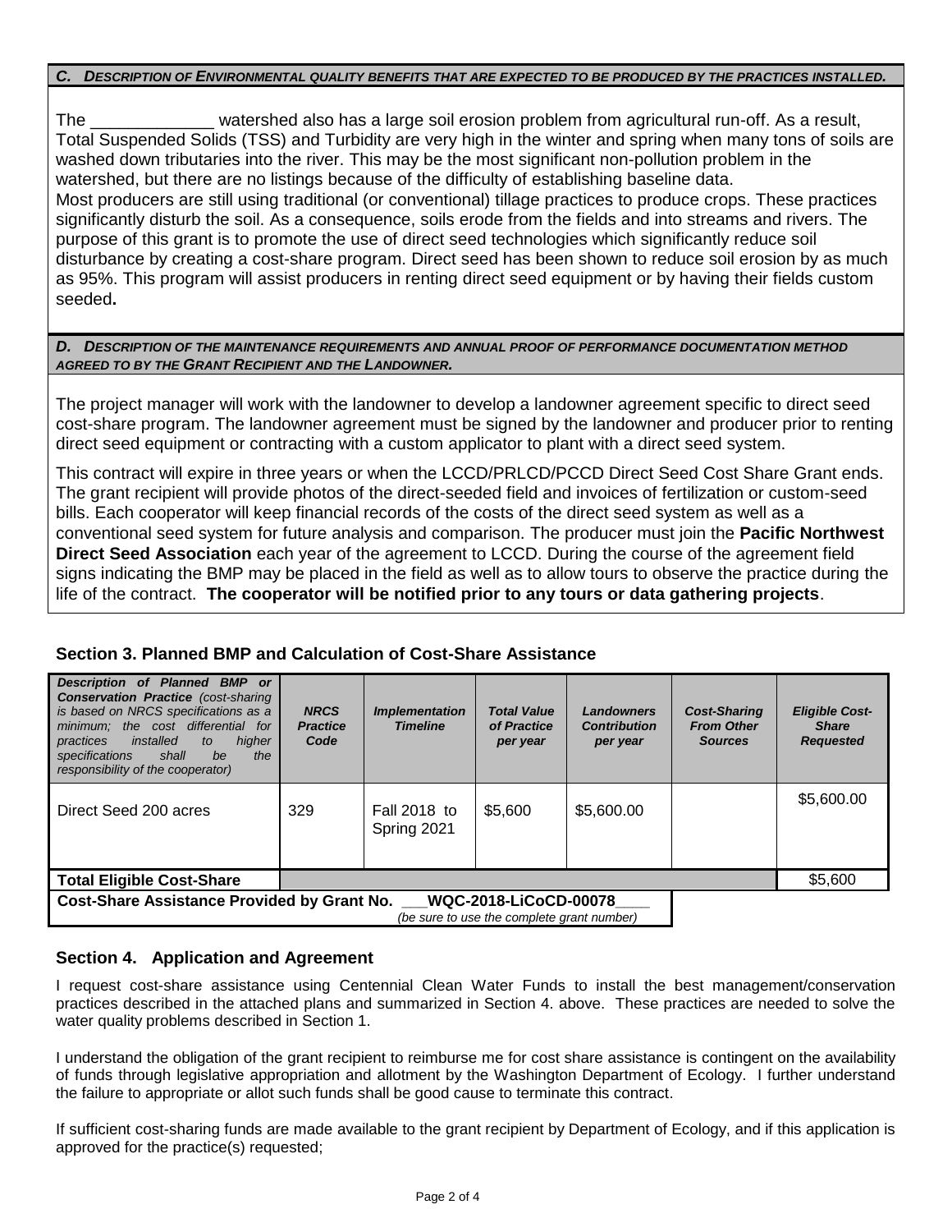### *C. DESCRIPTION OF ENVIRONMENTAL QUALITY BENEFITS THAT ARE EXPECTED TO BE PRODUCED BY THE PRACTICES INSTALLED.*

The _____________ watershed also has a large soil erosion problem from agricultural run-off. As a result, Total Suspended Solids (TSS) and Turbidity are very high in the winter and spring when many tons of soils are washed down tributaries into the river. This may be the most significant non-pollution problem in the watershed, but there are no listings because of the difficulty of establishing baseline data.
Most producers are still using traditional (or conventional) tillage practices to produce crops. These practices significantly disturb the soil. As a consequence, soils erode from the fields and into streams and rivers. The purpose of this grant is to promote the use of direct seed technologies which significantly reduce soil disturbance by creating a cost-share program. Direct seed has been shown to reduce soil erosion by as much as 95%. This program will assist producers in renting direct seed equipment or by having their fields custom seeded**.**

### *D. DESCRIPTION OF THE MAINTENANCE REQUIREMENTS AND ANNUAL PROOF OF PERFORMANCE DOCUMENTATION METHOD AGREED TO BY THE GRANT RECIPIENT AND THE LANDOWNER.*

The project manager will work with the landowner to develop a landowner agreement specific to direct seed cost-share program. The landowner agreement must be signed by the landowner and producer prior to renting direct seed equipment or contracting with a custom applicator to plant with a direct seed system.

This contract will expire in three years or when the LCCD/PRLCD/PCCD Direct Seed Cost Share Grant ends. The grant recipient will provide photos of the direct-seeded field and invoices of fertilization or custom-seed bills. Each cooperator will keep financial records of the costs of the direct seed system as well as a conventional seed system for future analysis and comparison. The producer must join the **Pacific Northwest Direct Seed Association** each year of the agreement to LCCD. During the course of the agreement field signs indicating the BMP may be placed in the field as well as to allow tours to observe the practice during the life of the contract. **The cooperator will be notified prior to any tours or data gathering projects**.

## Section 3. Planned BMP and Calculation of Cost-Share Assistance

| *Description of Planned BMP or Conservation Practice (cost-sharing is based on NRCS specifications as a minimum; the cost differential for practices installed to higher specifications shall be the responsibility of the cooperator)* | *NRCS Practice Code* | *Implementation Timeline* | *Total Value of Practice per year* | *Landowners Contribution per year* | *Cost-Sharing From Other Sources* | *Eligible Cost-Share Requested* |
|---|---|---|---|---|---|---|
| Direct Seed 200 acres | 329 | Fall 2018 to Spring 2021 | $5,600 | $5,600.00 | | $5,600.00 |
| **Total Eligible Cost-Share** | | | | | | $5,600 |
| **Cost-Share Assistance Provided by Grant No. ___WQC-2018-LiCoCD-00078____** *(be sure to use the complete grant number)* | | | | | | |

## Section 4. Application and Agreement

I request cost-share assistance using Centennial Clean Water Funds to install the best management/conservation practices described in the attached plans and summarized in Section 4. above. These practices are needed to solve the water quality problems described in Section 1.

I understand the obligation of the grant recipient to reimburse me for cost share assistance is contingent on the availability of funds through legislative appropriation and allotment by the Washington Department of Ecology. I further understand the failure to appropriate or allot such funds shall be good cause to terminate this contract.

If sufficient cost-sharing funds are made available to the grant recipient by Department of Ecology, and if this application is approved for the practice(s) requested;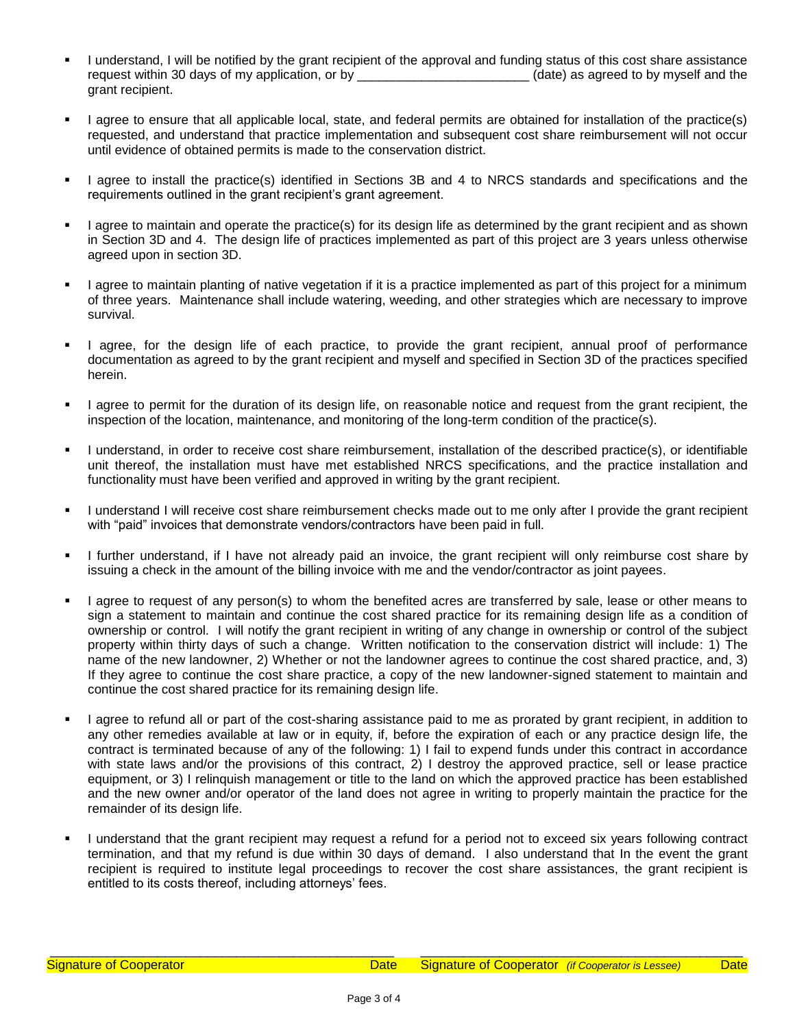- I understand, I will be notified by the grant recipient of the approval and funding status of this cost share assistance request within 30 days of my application, or by _______________________ (date) as agreed to by myself and the grant recipient.

- I agree to ensure that all applicable local, state, and federal permits are obtained for installation of the practice(s) requested, and understand that practice implementation and subsequent cost share reimbursement will not occur until evidence of obtained permits is made to the conservation district.

- I agree to install the practice(s) identified in Sections 3B and 4 to NRCS standards and specifications and the requirements outlined in the grant recipient's grant agreement.

- I agree to maintain and operate the practice(s) for its design life as determined by the grant recipient and as shown in Section 3D and 4. The design life of practices implemented as part of this project are 3 years unless otherwise agreed upon in section 3D.

- I agree to maintain planting of native vegetation if it is a practice implemented as part of this project for a minimum of three years. Maintenance shall include watering, weeding, and other strategies which are necessary to improve survival.

- I agree, for the design life of each practice, to provide the grant recipient, annual proof of performance documentation as agreed to by the grant recipient and myself and specified in Section 3D of the practices specified herein.

- I agree to permit for the duration of its design life, on reasonable notice and request from the grant recipient, the inspection of the location, maintenance, and monitoring of the long-term condition of the practice(s).

- I understand, in order to receive cost share reimbursement, installation of the described practice(s), or identifiable unit thereof, the installation must have met established NRCS specifications, and the practice installation and functionality must have been verified and approved in writing by the grant recipient.

- I understand I will receive cost share reimbursement checks made out to me only after I provide the grant recipient with "paid" invoices that demonstrate vendors/contractors have been paid in full.

- I further understand, if I have not already paid an invoice, the grant recipient will only reimburse cost share by issuing a check in the amount of the billing invoice with me and the vendor/contractor as joint payees.

- I agree to request of any person(s) to whom the benefited acres are transferred by sale, lease or other means to sign a statement to maintain and continue the cost shared practice for its remaining design life as a condition of ownership or control. I will notify the grant recipient in writing of any change in ownership or control of the subject property within thirty days of such a change. Written notification to the conservation district will include: 1) The name of the new landowner, 2) Whether or not the landowner agrees to continue the cost shared practice, and, 3) If they agree to continue the cost share practice, a copy of the new landowner-signed statement to maintain and continue the cost shared practice for its remaining design life.

- I agree to refund all or part of the cost-sharing assistance paid to me as prorated by grant recipient, in addition to any other remedies available at law or in equity, if, before the expiration of each or any practice design life, the contract is terminated because of any of the following: 1) I fail to expend funds under this contract in accordance with state laws and/or the provisions of this contract, 2) I destroy the approved practice, sell or lease practice equipment, or 3) I relinquish management or title to the land on which the approved practice has been established and the new owner and/or operator of the land does not agree in writing to properly maintain the practice for the remainder of its design life.

- I understand that the grant recipient may request a refund for a period not to exceed six years following contract termination, and that my refund is due within 30 days of demand. I also understand that In the event the grant recipient is required to institute legal proceedings to recover the cost share assistances, the grant recipient is entitled to its costs thereof, including attorneys' fees.

_______________________________________________ _______________________________________________

Signature of Cooperator Date Signature of Cooperator *(if Cooperator is Lessee)* Date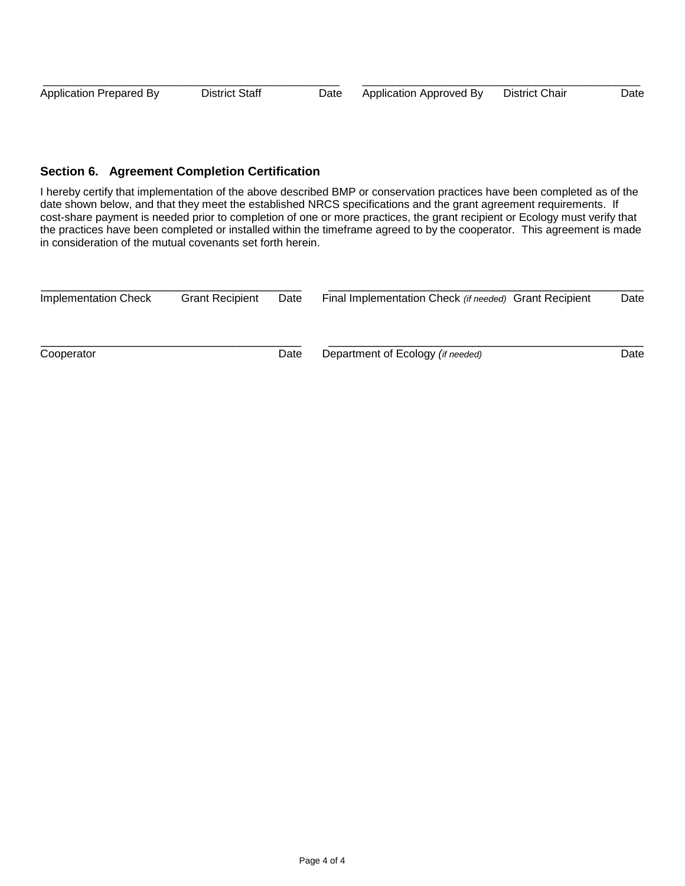\_\_\_\_\_\_\_\_\_\_\_\_\_\_\_\_\_\_\_\_\_\_\_\_\_\_\_\_\_\_\_\_\_\_\_\_\_\_\_\_\_\_\_\_ \_\_\_\_\_\_\_\_\_\_\_\_\_\_\_\_\_\_\_\_\_\_\_\_\_\_\_\_\_\_\_\_\_\_\_\_\_\_\_\_\_\_\_\_

Application Prepared By    District Staff    Date    Application Approved By    District Chair    Date

### Section 6. Agreement Completion Certification

I hereby certify that implementation of the above described BMP or conservation practices have been completed as of the date shown below, and that they meet the established NRCS specifications and the grant agreement requirements. If cost-share payment is needed prior to completion of one or more practices, the grant recipient or Ecology must verify that the practices have been completed or installed within the timeframe agreed to by the cooperator. This agreement is made in consideration of the mutual covenants set forth herein.

\_\_\_\_\_\_\_\_\_\_\_\_\_\_\_\_\_\_\_\_\_\_\_\_\_\_\_\_\_\_\_\_\_\_\_\_\_\_\_\_\_\_\_\_ \_\_\_\_\_\_\_\_\_\_\_\_\_\_\_\_\_\_\_\_\_\_\_\_\_\_\_\_\_\_\_\_\_\_\_\_\_\_\_\_\_\_\_\_

Implementation Check    Grant Recipient    Date    Final Implementation Check *(if needed)*  Grant Recipient    Date

\_\_\_\_\_\_\_\_\_\_\_\_\_\_\_\_\_\_\_\_\_\_\_\_\_\_\_\_\_\_\_\_\_\_\_\_\_\_\_\_\_\_\_\_ \_\_\_\_\_\_\_\_\_\_\_\_\_\_\_\_\_\_\_\_\_\_\_\_\_\_\_\_\_\_\_\_\_\_\_\_\_\_\_\_\_\_\_\_

Cooperator    Date    Department of Ecology *(if needed)*    Date